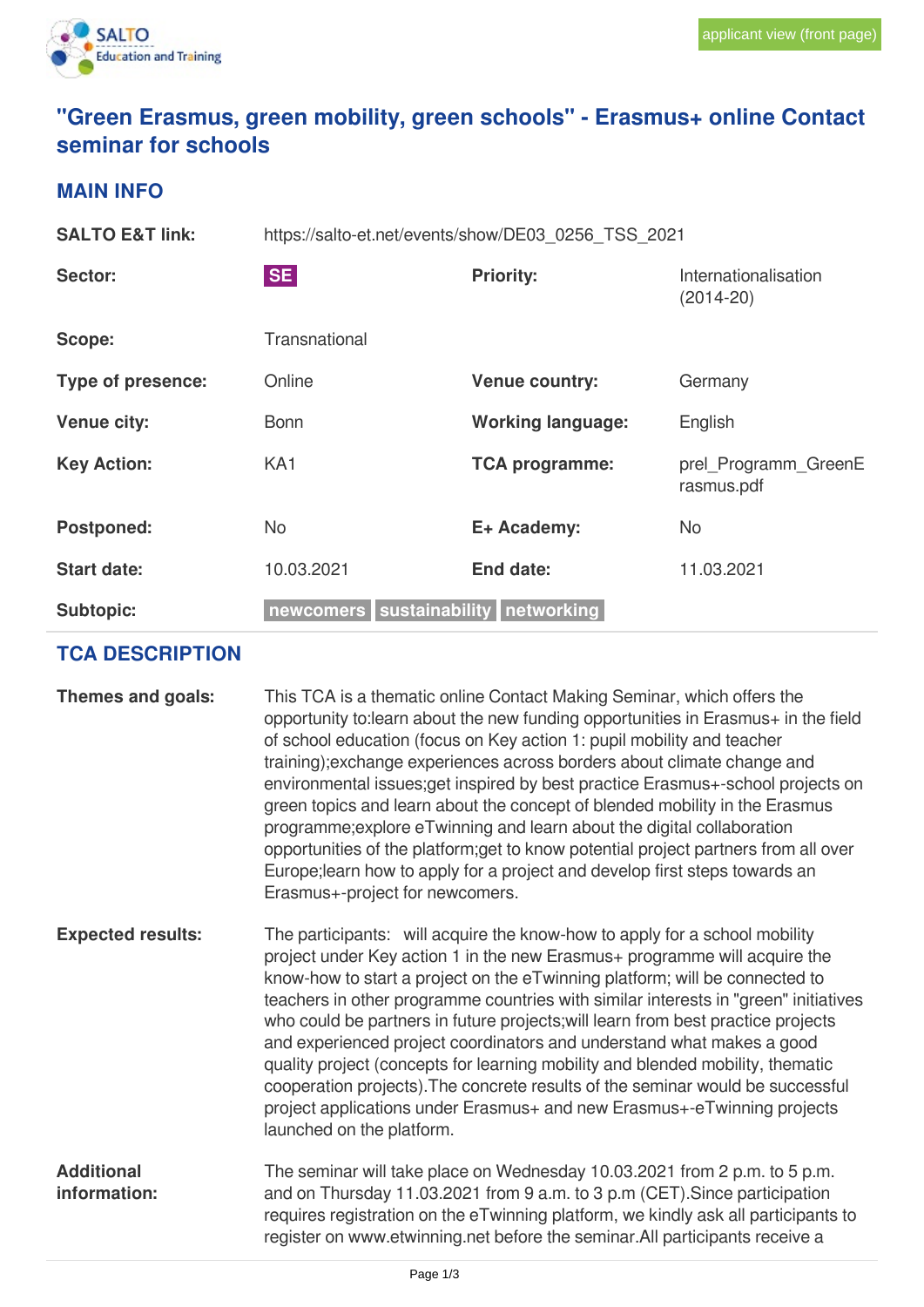applicant view (front page)

# "Green Erasmus, green mobility, green schools" - Erasmus+ online Contact seminar for schools

## MAIN INFO

| | | | |
|---|---|---|---|
| **SALTO E&T link:** | https://salto-et.net/events/show/DE03_0256_TSS_2021 | | |
| **Sector:** | SE | **Priority:** | Internationalisation (2014-20) |
| **Scope:** | Transnational | | |
| **Type of presence:** | Online | **Venue country:** | Germany |
| **Venue city:** | Bonn | **Working language:** | English |
| **Key Action:** | KA1 | **TCA programme:** | prel_Programm_GreenErasmus.pdf |
| **Postponed:** | No | **E+ Academy:** | No |
| **Start date:** | 10.03.2021 | **End date:** | 11.03.2021 |
| **Subtopic:** | newcomers sustainability networking | | |

## TCA DESCRIPTION

**Themes and goals:**

This TCA is a thematic online Contact Making Seminar, which offers the opportunity to:learn about the new funding opportunities in Erasmus+ in the field of school education (focus on Key action 1: pupil mobility and teacher training);exchange experiences across borders about climate change and environmental issues;get inspired by best practice Erasmus+-school projects on green topics and learn about the concept of blended mobility in the Erasmus programme;explore eTwinning and learn about the digital collaboration opportunities of the platform;get to know potential project partners from all over Europe;learn how to apply for a project and develop first steps towards an Erasmus+-project for newcomers.

**Expected results:**

The participants: will acquire the know-how to apply for a school mobility project under Key action 1 in the new Erasmus+ programme will acquire the know-how to start a project on the eTwinning platform; will be connected to teachers in other programme countries with similar interests in "green" initiatives who could be partners in future projects;will learn from best practice projects and experienced project coordinators and understand what makes a good quality project (concepts for learning mobility and blended mobility, thematic cooperation projects).The concrete results of the seminar would be successful project applications under Erasmus+ and new Erasmus+-eTwinning projects launched on the platform.

**Additional information:**

The seminar will take place on Wednesday 10.03.2021 from 2 p.m. to 5 p.m. and on Thursday 11.03.2021 from 9 a.m. to 3 p.m (CET).Since participation requires registration on the eTwinning platform, we kindly ask all participants to register on www.etwinning.net before the seminar.All participants receive a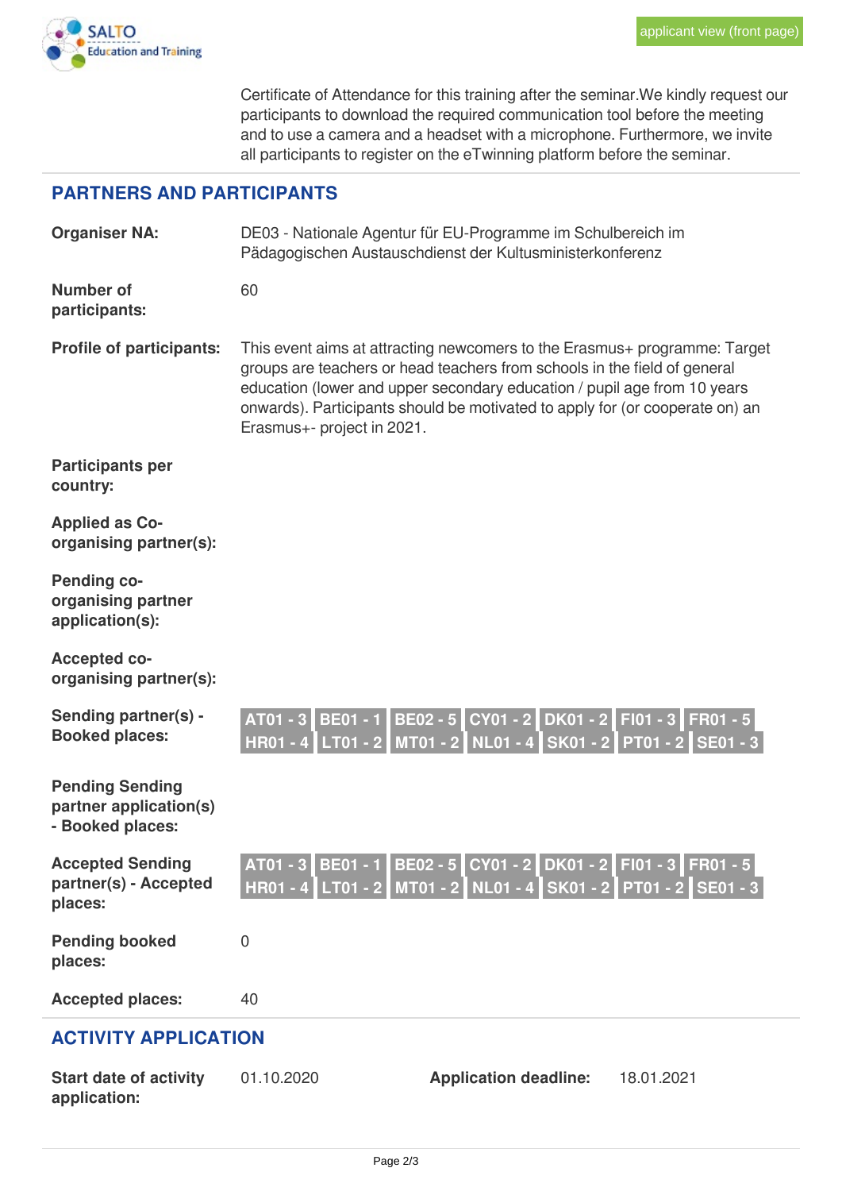Certificate of Attendance for this training after the seminar.We kindly request our participants to download the required communication tool before the meeting and to use a camera and a headset with a microphone. Furthermore, we invite all participants to register on the eTwinning platform before the seminar.

## PARTNERS AND PARTICIPANTS

**Organiser NA:** DE03 - Nationale Agentur für EU-Programme im Schulbereich im Pädagogischen Austauschdienst der Kultusministerkonferenz

**Number of participants:** 60

**Profile of participants:** This event aims at attracting newcomers to the Erasmus+ programme: Target groups are teachers or head teachers from schools in the field of general education (lower and upper secondary education / pupil age from 10 years onwards). Participants should be motivated to apply for (or cooperate on) an Erasmus+- project in 2021.

**Participants per country:**

**Applied as Co-organising partner(s):**

**Pending co-organising partner application(s):**

**Accepted co-organising partner(s):**

**Sending partner(s) - Booked places:** AT01 - 3 BE01 - 1 BE02 - 5 CY01 - 2 DK01 - 2 FI01 - 3 FR01 - 5 HR01 - 4 LT01 - 2 MT01 - 2 NL01 - 4 SK01 - 2 PT01 - 2 SE01 - 3

**Pending Sending partner application(s) - Booked places:**

**Accepted Sending partner(s) - Accepted places:** AT01 - 3 BE01 - 1 BE02 - 5 CY01 - 2 DK01 - 2 FI01 - 3 FR01 - 5 HR01 - 4 LT01 - 2 MT01 - 2 NL01 - 4 SK01 - 2 PT01 - 2 SE01 - 3

**Pending booked places:** 0

**Accepted places:** 40

## ACTIVITY APPLICATION

**Start date of activity application:** 01.10.2020

**Application deadline:** 18.01.2021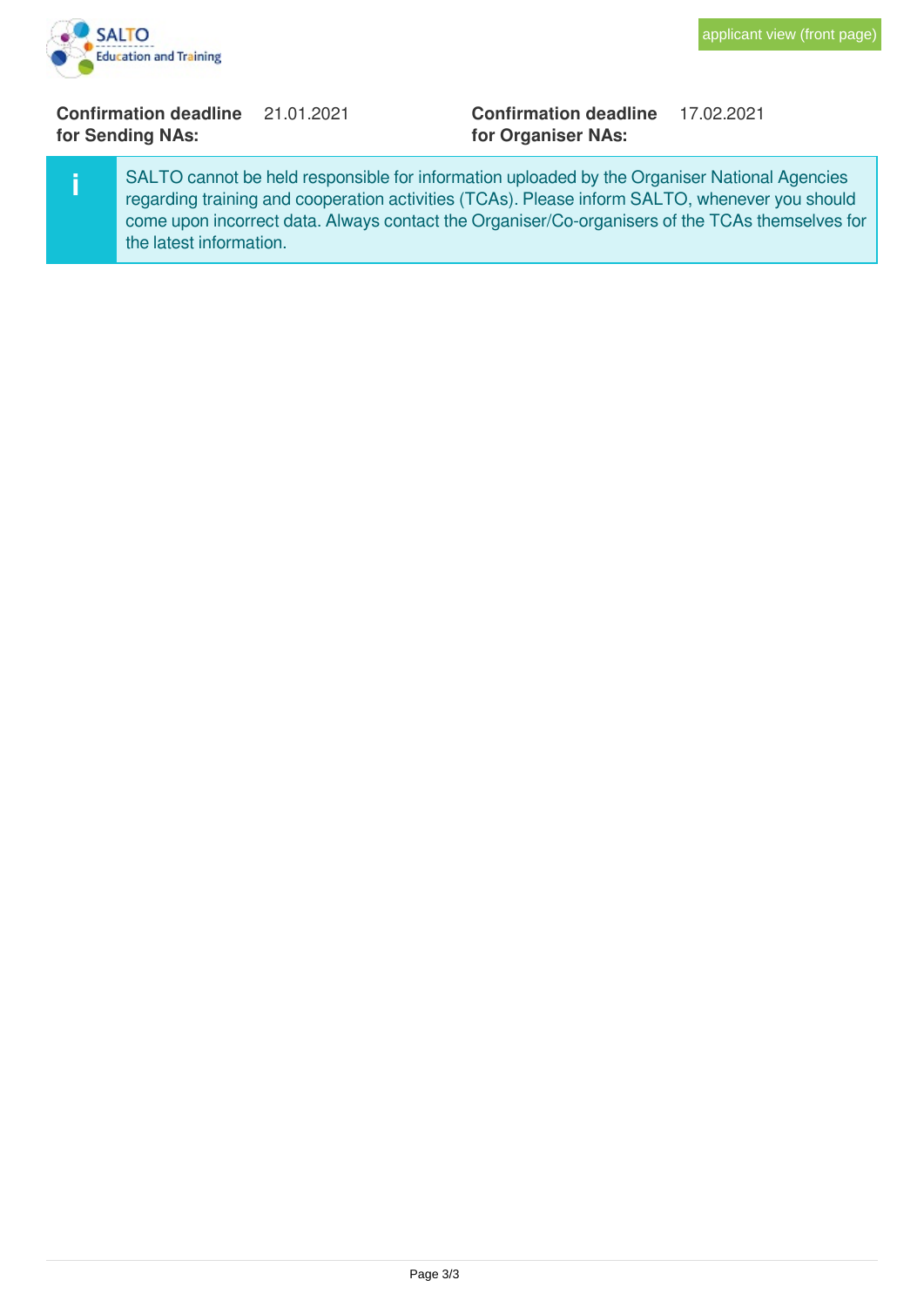applicant view (front page)

| | | | |
|---|---|---|---|
| **Confirmation deadline for Sending NAs:** | 21.01.2021 | **Confirmation deadline for Organiser NAs:** | 17.02.2021 |

**i** SALTO cannot be held responsible for information uploaded by the Organiser National Agencies regarding training and cooperation activities (TCAs). Please inform SALTO, whenever you should come upon incorrect data. Always contact the Organiser/Co-organisers of the TCAs themselves for the latest information.